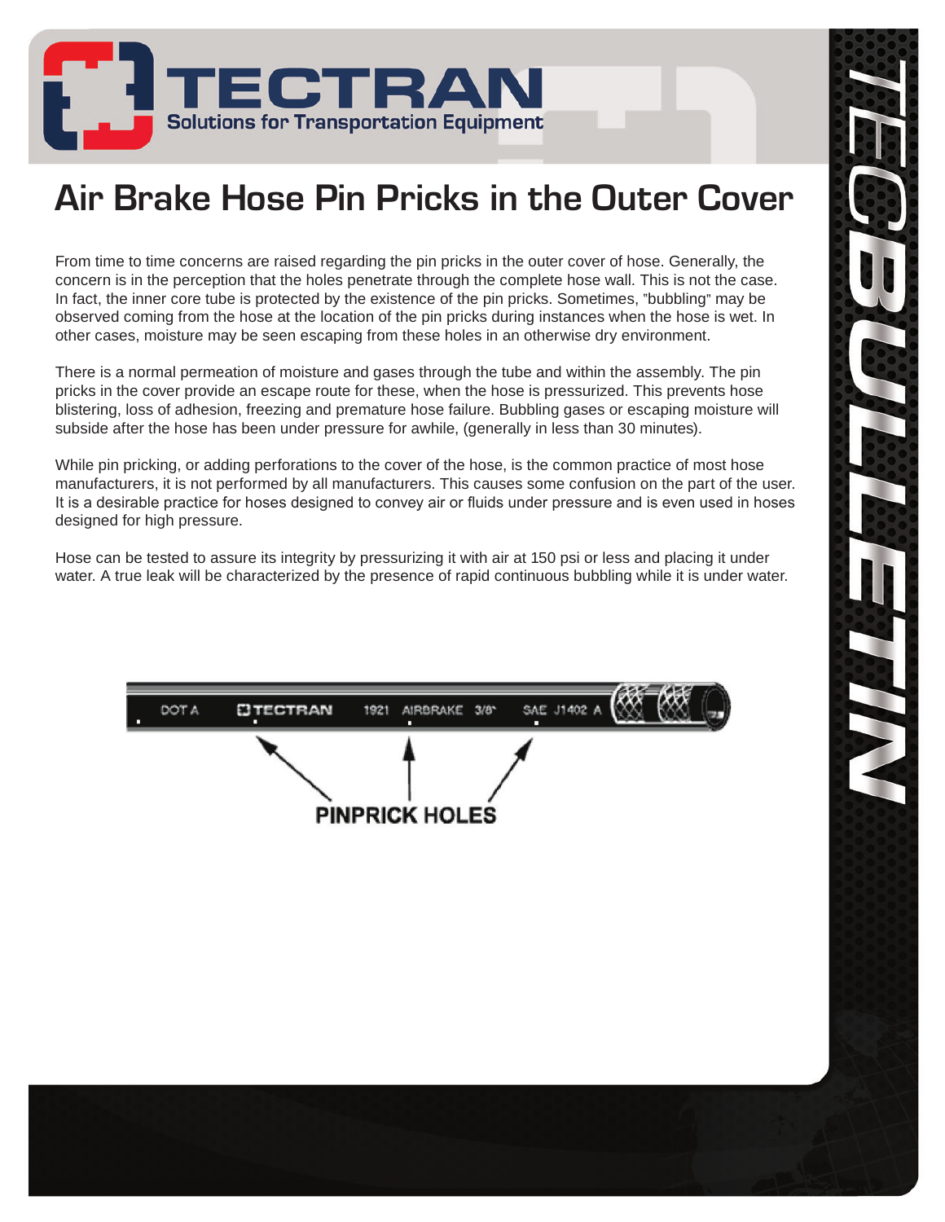# Air Brake Hose Pin Pricks in the Outer Cover

From time to time concerns are raised regarding the pin pricks in the outer cover of hose. Generally, the concern is in the perception that the holes penetrate through the complete hose wall. This is not the case. In fact, the inner core tube is protected by the existence of the pin pricks. Sometimes, "bubbling" may be observed coming from the hose at the location of the pin pricks during instances when the hose is wet. In other cases, moisture may be seen escaping from these holes in an otherwise dry environment.

There is a normal permeation of moisture and gases through the tube and within the assembly. The pin pricks in the cover provide an escape route for these, when the hose is pressurized. This prevents hose blistering, loss of adhesion, freezing and premature hose failure. Bubbling gases or escaping moisture will subside after the hose has been under pressure for awhile, (generally in less than 30 minutes).

While pin pricking, or adding perforations to the cover of the hose, is the common practice of most hose manufacturers, it is not performed by all manufacturers. This causes some confusion on the part of the user. It is a desirable practice for hoses designed to convey air or fluids under pressure and is even used in hoses designed for high pressure.

Hose can be tested to assure its integrity by pressurizing it with air at 150 psi or less and placing it under water. A true leak will be characterized by the presence of rapid continuous bubbling while it is under water.

PINPRICK HOLES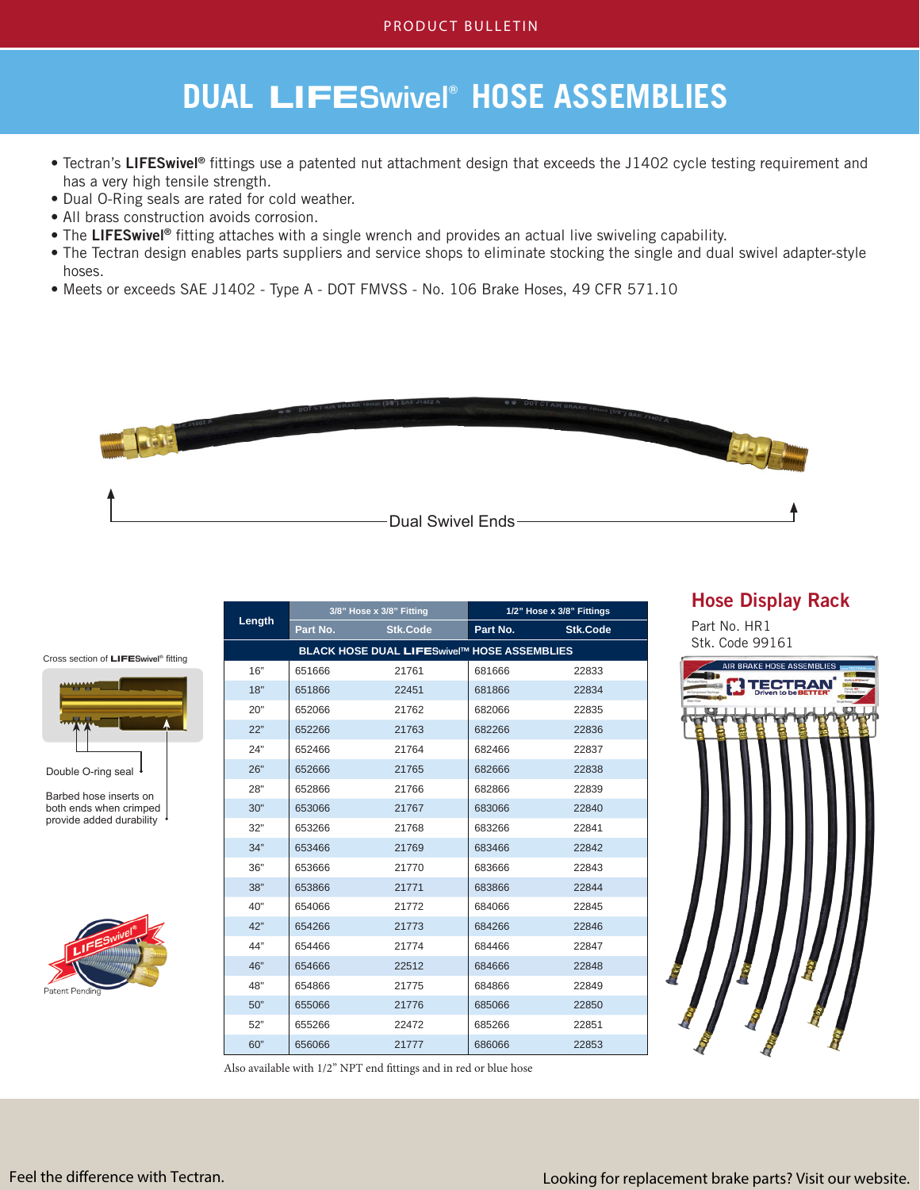PRODUCT BULLETIN

# DUAL LIFESwivel® HOSE ASSEMBLIES

- Tectran's **LIFESwivel®** fittings use a patented nut attachment design that exceeds the J1402 cycle testing requirement and has a very high tensile strength.
- Dual O-Ring seals are rated for cold weather.
- All brass construction avoids corrosion.
- The **LIFESwivel®** fitting attaches with a single wrench and provides an actual live swiveling capability.
- The Tectran design enables parts suppliers and service shops to eliminate stocking the single and dual swivel adapter-style hoses.
- Meets or exceeds SAE J1402 - Type A - DOT FMVSS - No. 106 Brake Hoses, 49 CFR 571.10

Dual Swivel Ends

Cross section of LIFESwivel® fitting

Double O-ring seal

Barbed hose inserts on both ends when crimped provide added durability

LIFESwivel® Patent Pending

| Length | 3/8" Hose x 3/8" Fitting | | 1/2" Hose x 3/8" Fittings | |
|---|---|---|---|---|
| | Part No. | Stk.Code | Part No. | Stk.Code |
| BLACK HOSE DUAL LIFESwivel™ HOSE ASSEMBLIES | | | | |
| 16" | 651666 | 21761 | 681666 | 22833 |
| 18" | 651866 | 22451 | 681866 | 22834 |
| 20" | 652066 | 21762 | 682066 | 22835 |
| 22" | 652266 | 21763 | 682266 | 22836 |
| 24" | 652466 | 21764 | 682466 | 22837 |
| 26" | 652666 | 21765 | 682666 | 22838 |
| 28" | 652866 | 21766 | 682866 | 22839 |
| 30" | 653066 | 21767 | 683066 | 22840 |
| 32" | 653266 | 21768 | 683266 | 22841 |
| 34" | 653466 | 21769 | 683466 | 22842 |
| 36" | 653666 | 21770 | 683666 | 22843 |
| 38" | 653866 | 21771 | 683866 | 22844 |
| 40" | 654066 | 21772 | 684066 | 22845 |
| 42" | 654266 | 21773 | 684266 | 22846 |
| 44" | 654466 | 21774 | 684466 | 22847 |
| 46" | 654666 | 22512 | 684666 | 22848 |
| 48" | 654866 | 21775 | 684866 | 22849 |
| 50" | 655066 | 21776 | 685066 | 22850 |
| 52" | 655266 | 22472 | 685266 | 22851 |
| 60" | 656066 | 21777 | 686066 | 22853 |

Also available with 1/2" NPT end fittings and in red or blue hose

## Hose Display Rack

Part No. HR1
Stk. Code 99161

Feel the difference with Tectran.

Looking for replacement brake parts? Visit our website.